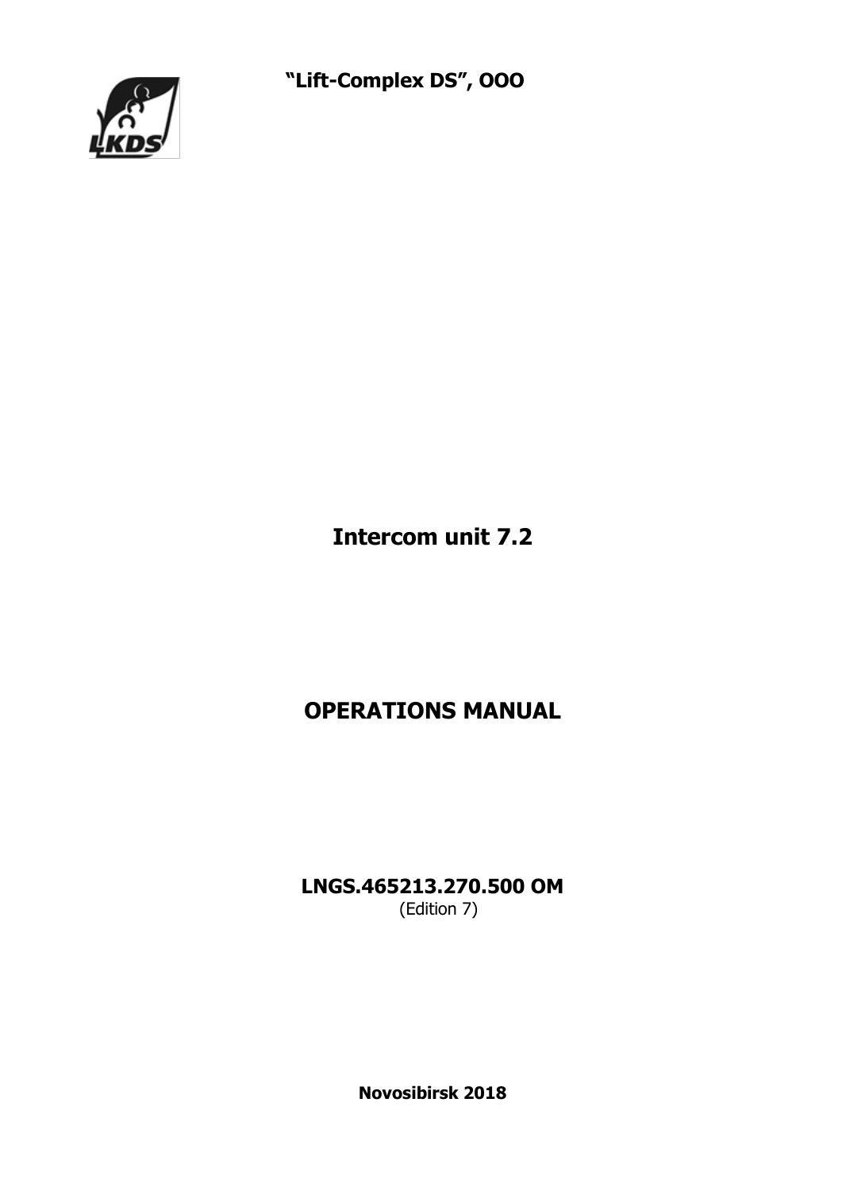**"Lift-Complex DS", OOO**

# Intercom unit 7.2

# OPERATIONS MANUAL

**LNGS.465213.270.500 OM**
(Edition 7)

**Novosibirsk 2018**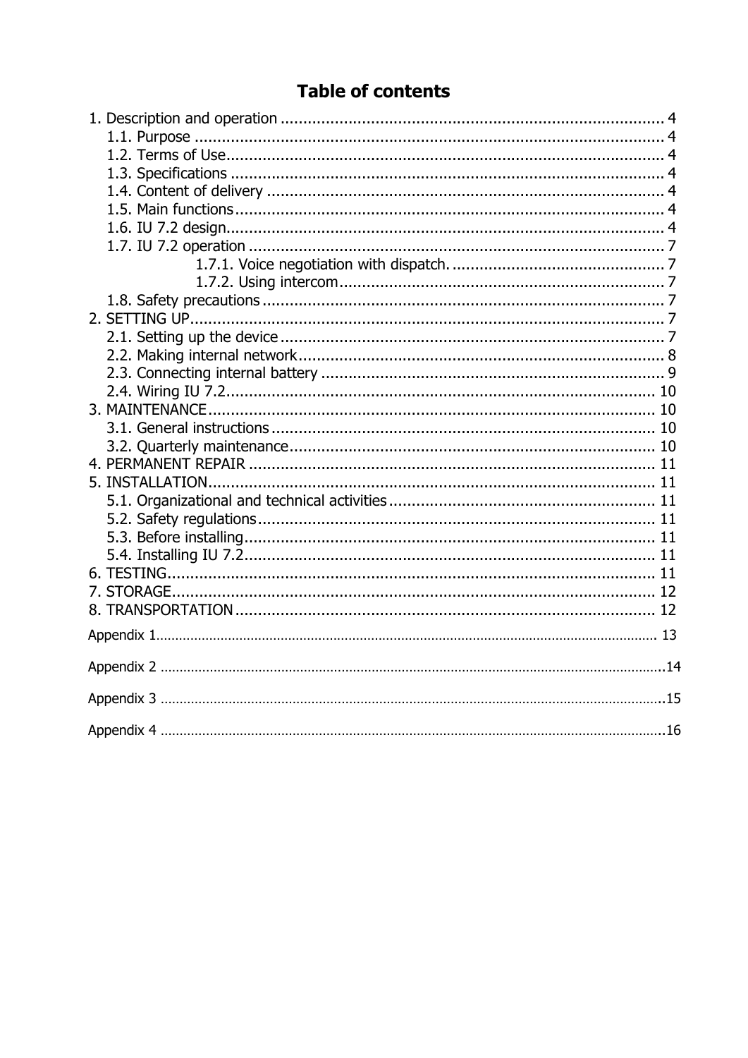# Table of contents

1. Description and operation ... 4
   - 1.1. Purpose ... 4
   - 1.2. Terms of Use ... 4
   - 1.3. Specifications ... 4
   - 1.4. Content of delivery ... 4
   - 1.5. Main functions ... 4
   - 1.6. IU 7.2 design ... 4
   - 1.7. IU 7.2 operation ... 7
     - 1.7.1. Voice negotiation with dispatch. ... 7
     - 1.7.2. Using intercom ... 7
   - 1.8. Safety precautions ... 7
2. SETTING UP ... 7
   - 2.1. Setting up the device ... 7
   - 2.2. Making internal network ... 8
   - 2.3. Connecting internal battery ... 9
   - 2.4. Wiring IU 7.2 ... 10
3. MAINTENANCE ... 10
   - 3.1. General instructions ... 10
   - 3.2. Quarterly maintenance ... 10
4. PERMANENT REPAIR ... 11
5. INSTALLATION ... 11
   - 5.1. Organizational and technical activities ... 11
   - 5.2. Safety regulations ... 11
   - 5.3. Before installing ... 11
   - 5.4. Installing IU 7.2 ... 11
6. TESTING ... 11
7. STORAGE ... 12
8. TRANSPORTATION ... 12

Appendix 1 ... 13

Appendix 2 ... 14

Appendix 3 ... 15

Appendix 4 ... 16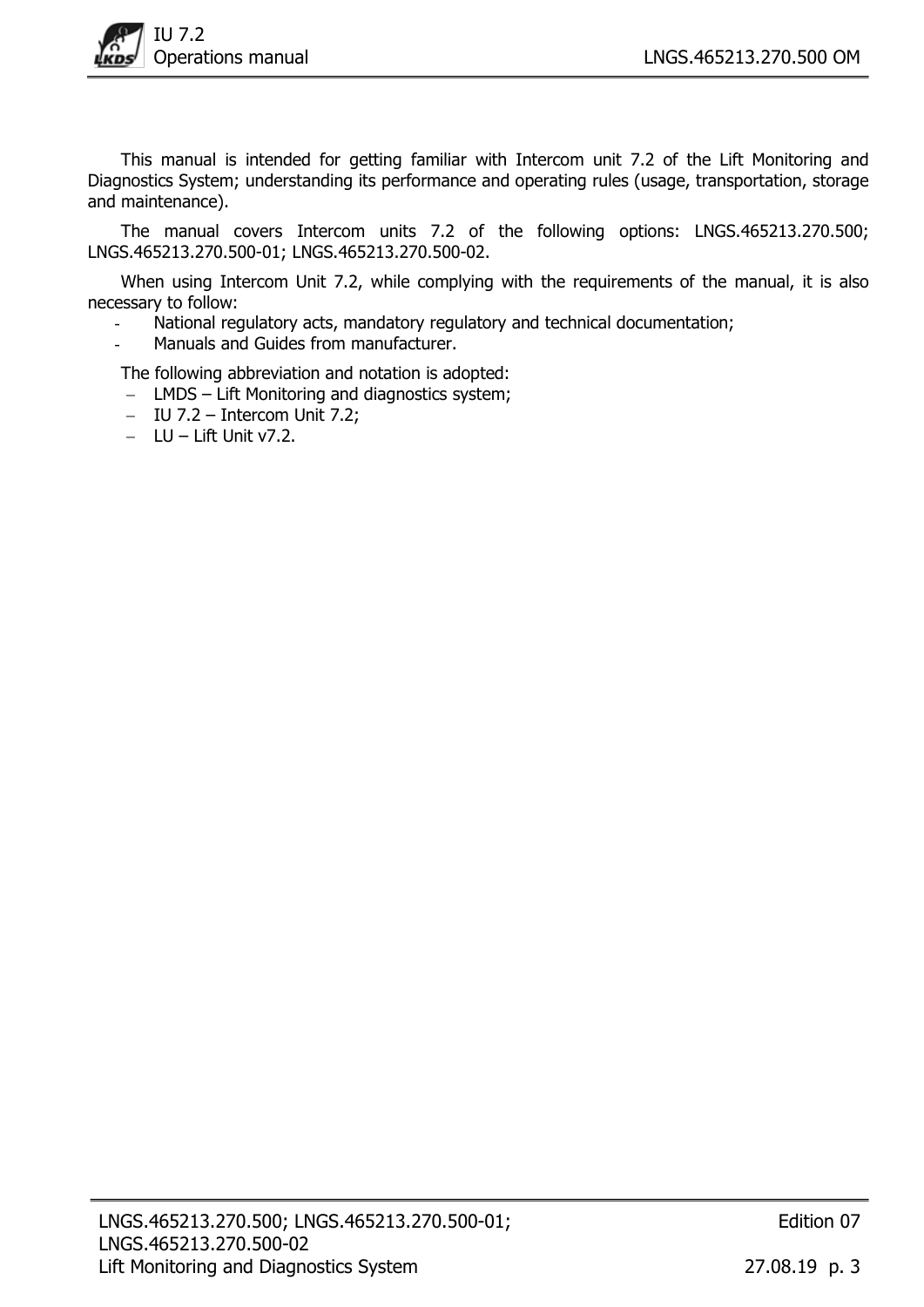This manual is intended for getting familiar with Intercom unit 7.2 of the Lift Monitoring and Diagnostics System; understanding its performance and operating rules (usage, transportation, storage and maintenance).

The manual covers Intercom units 7.2 of the following options: LNGS.465213.270.500; LNGS.465213.270.500-01; LNGS.465213.270.500-02.

When using Intercom Unit 7.2, while complying with the requirements of the manual, it is also necessary to follow:

- National regulatory acts, mandatory regulatory and technical documentation;
- Manuals and Guides from manufacturer.

The following abbreviation and notation is adopted:

- LMDS – Lift Monitoring and diagnostics system;
- IU 7.2 – Intercom Unit 7.2;
- LU – Lift Unit v7.2.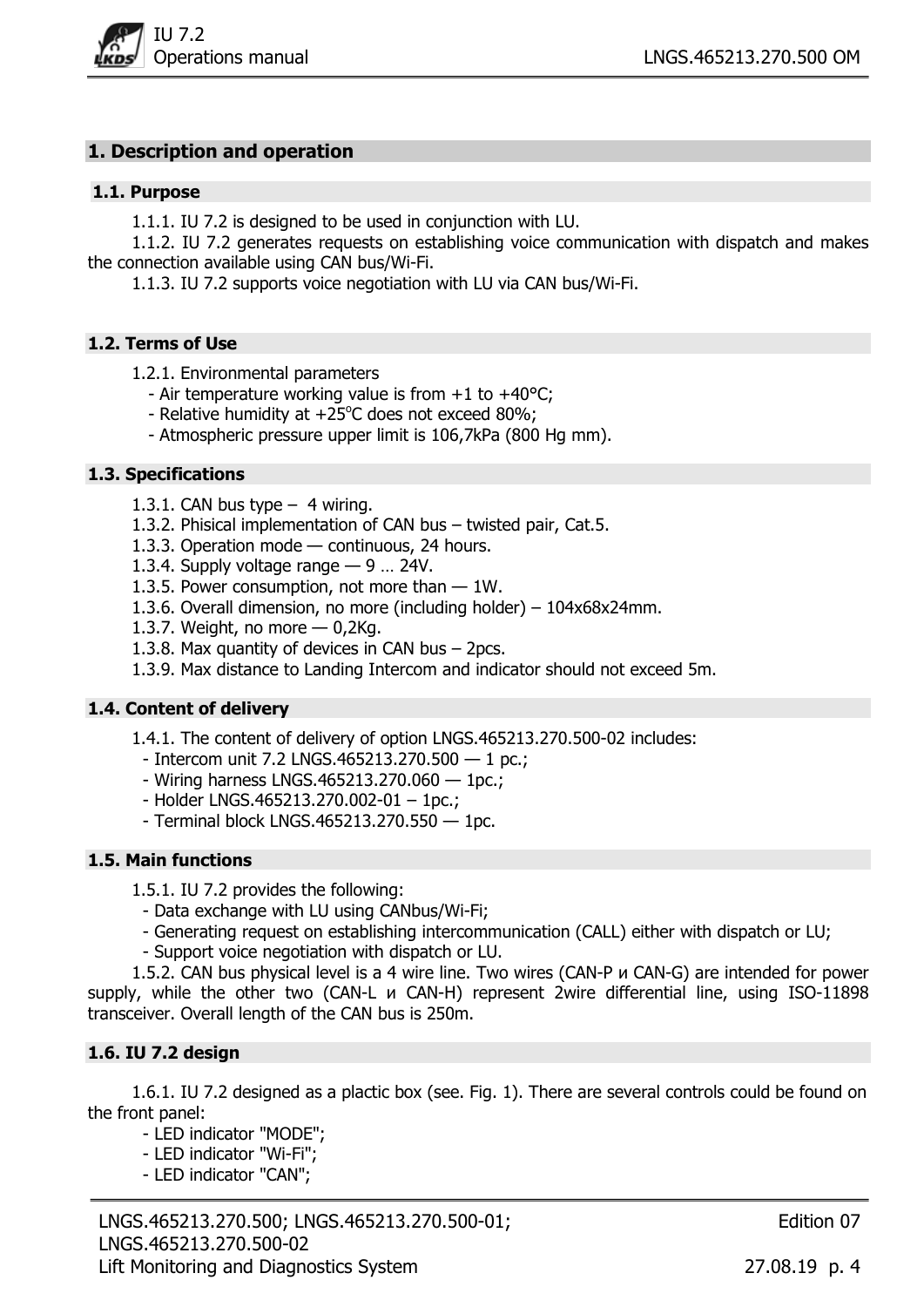## 1. Description and operation

### 1.1. Purpose

1.1.1. IU 7.2 is designed to be used in conjunction with LU.

1.1.2. IU 7.2 generates requests on establishing voice communication with dispatch and makes the connection available using CAN bus/Wi-Fi.

1.1.3. IU 7.2 supports voice negotiation with LU via CAN bus/Wi-Fi.

### 1.2. Terms of Use

1.2.1. Environmental parameters

- Air temperature working value is from +1 to +40°C;
- Relative humidity at +25°C does not exceed 80%;
- Atmospheric pressure upper limit is 106,7kPa (800 Hg mm).

### 1.3. Specifications

1.3.1. CAN bus type – 4 wiring.

1.3.2. Phisical implementation of CAN bus – twisted pair, Cat.5.

1.3.3. Operation mode — continuous, 24 hours.

1.3.4. Supply voltage range — 9 … 24V.

1.3.5. Power consumption, not more than — 1W.

1.3.6. Overall dimension, no more (including holder) – 104x68x24mm.

1.3.7. Weight, no more — 0,2Kg.

1.3.8. Max quantity of devices in CAN bus – 2pcs.

1.3.9. Max distance to Landing Intercom and indicator should not exceed 5m.

### 1.4. Content of delivery

1.4.1. The content of delivery of option LNGS.465213.270.500-02 includes:

- Intercom unit 7.2 LNGS.465213.270.500 — 1 pc.;
- Wiring harness LNGS.465213.270.060 — 1pc.;
- Holder LNGS.465213.270.002-01 – 1pc.;
- Terminal block LNGS.465213.270.550 — 1pc.

### 1.5. Main functions

1.5.1. IU 7.2 provides the following:

- Data exchange with LU using CANbus/Wi-Fi;
- Generating request on establishing intercommunication (CALL) either with dispatch or LU;
- Support voice negotiation with dispatch or LU.

1.5.2. CAN bus physical level is a 4 wire line. Two wires (CAN-P и CAN-G) are intended for power supply, while the other two (CAN-L и CAN-H) represent 2wire differential line, using ISO-11898 transceiver. Overall length of the CAN bus is 250m.

### 1.6. IU 7.2 design

1.6.1. IU 7.2 designed as a plactic box (see. Fig. 1). There are several controls could be found on the front panel:

- LED indicator "MODE";
- LED indicator "Wi-Fi";
- LED indicator "CAN";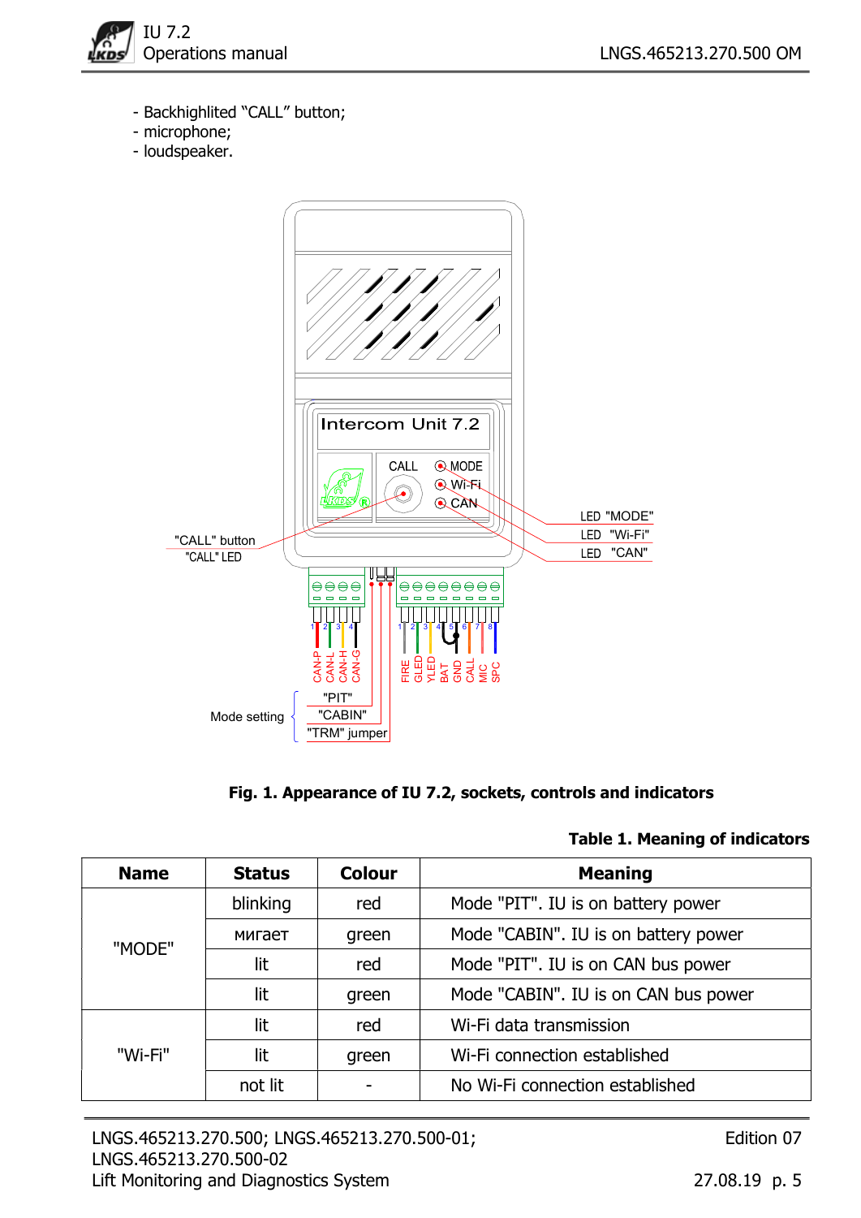- Backhighlited “CALL” button;
- microphone;
- loudspeaker.

**Fig. 1. Appearance of IU 7.2, sockets, controls and indicators**

**Table 1. Meaning of indicators**

| Name | Status | Colour | Meaning |
|---|---|---|---|
| "MODE" | blinking | red | Mode "PIT". IU is on battery power |
| | мигает | green | Mode "CABIN". IU is on battery power |
| | lit | red | Mode "PIT". IU is on CAN bus power |
| | lit | green | Mode "CABIN". IU is on CAN bus power |
| "Wi-Fi" | lit | red | Wi-Fi data transmission |
| | lit | green | Wi-Fi connection established |
| | not lit | - | No Wi-Fi connection established |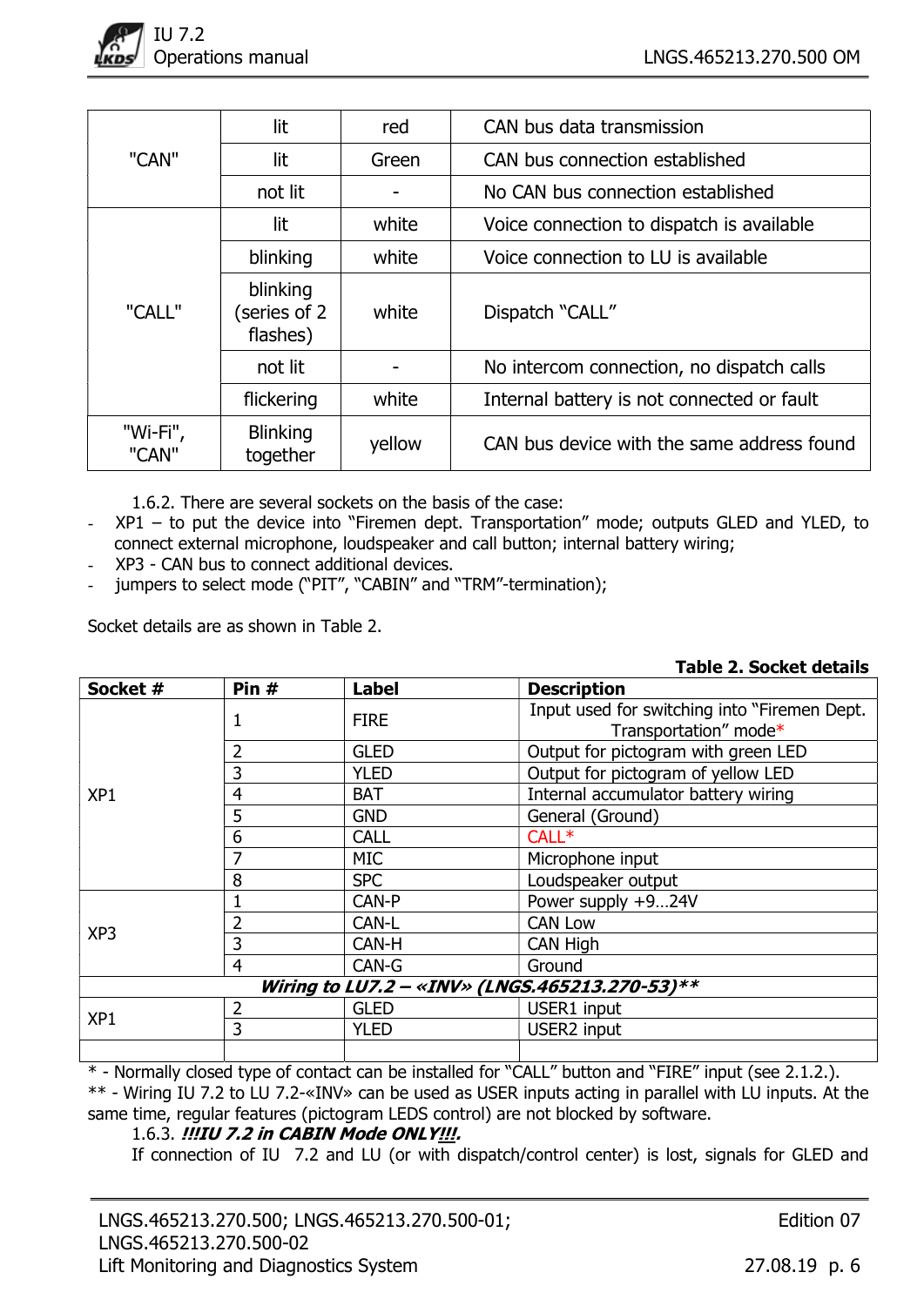| | | | |
|---|---|---|---|
| "CAN" | lit | red | CAN bus data transmission |
| | lit | Green | CAN bus connection established |
| | not lit | - | No CAN bus connection established |
| "CALL" | lit | white | Voice connection to dispatch is available |
| | blinking | white | Voice connection to LU is available |
| | blinking (series of 2 flashes) | white | Dispatch “CALL” |
| | not lit | - | No intercom connection, no dispatch calls |
| | flickering | white | Internal battery is not connected or fault |
| "Wi-Fi", "CAN" | Blinking together | yellow | CAN bus device with the same address found |

1.6.2. There are several sockets on the basis of the case:

- XP1 – to put the device into “Firemen dept. Transportation” mode; outputs GLED and YLED, to connect external microphone, loudspeaker and call button; internal battery wiring;
- XP3 - CAN bus to connect additional devices.
- jumpers to select mode (“PIT”, “CABIN” and “TRM”-termination);

Socket details are as shown in Table 2.

**Table 2. Socket details**

| Socket # | Pin # | Label | Description |
|---|---|---|---|
| XP1 | 1 | FIRE | Input used for switching into “Firemen Dept. Transportation” mode* |
| | 2 | GLED | Output for pictogram with green LED |
| | 3 | YLED | Output for pictogram of yellow LED |
| | 4 | BAT | Internal accumulator battery wiring |
| | 5 | GND | General (Ground) |
| | 6 | CALL | CALL* |
| | 7 | MIC | Microphone input |
| | 8 | SPC | Loudspeaker output |
| XP3 | 1 | CAN-P | Power supply +9…24V |
| | 2 | CAN-L | CAN Low |
| | 3 | CAN-H | CAN High |
| | 4 | CAN-G | Ground |
| ***Wiring to LU7.2 – «INV» (LNGS.465213.270-53)*** | | | |
| XP1 | 2 | GLED | USER1 input |
| | 3 | YLED | USER2 input |
| | | | |

\* - Normally closed type of contact can be installed for “CALL” button and “FIRE” input (see 2.1.2.).

** - Wiring IU 7.2 to LU 7.2-«INV» can be used as USER inputs acting in parallel with LU inputs. At the same time, regular features (pictogram LEDS control) are not blocked by software.

1.6.3. ***!!!IU 7.2 in CABIN Mode ONLY!!!.***

If connection of IU 7.2 and LU (or with dispatch/control center) is lost, signals for GLED and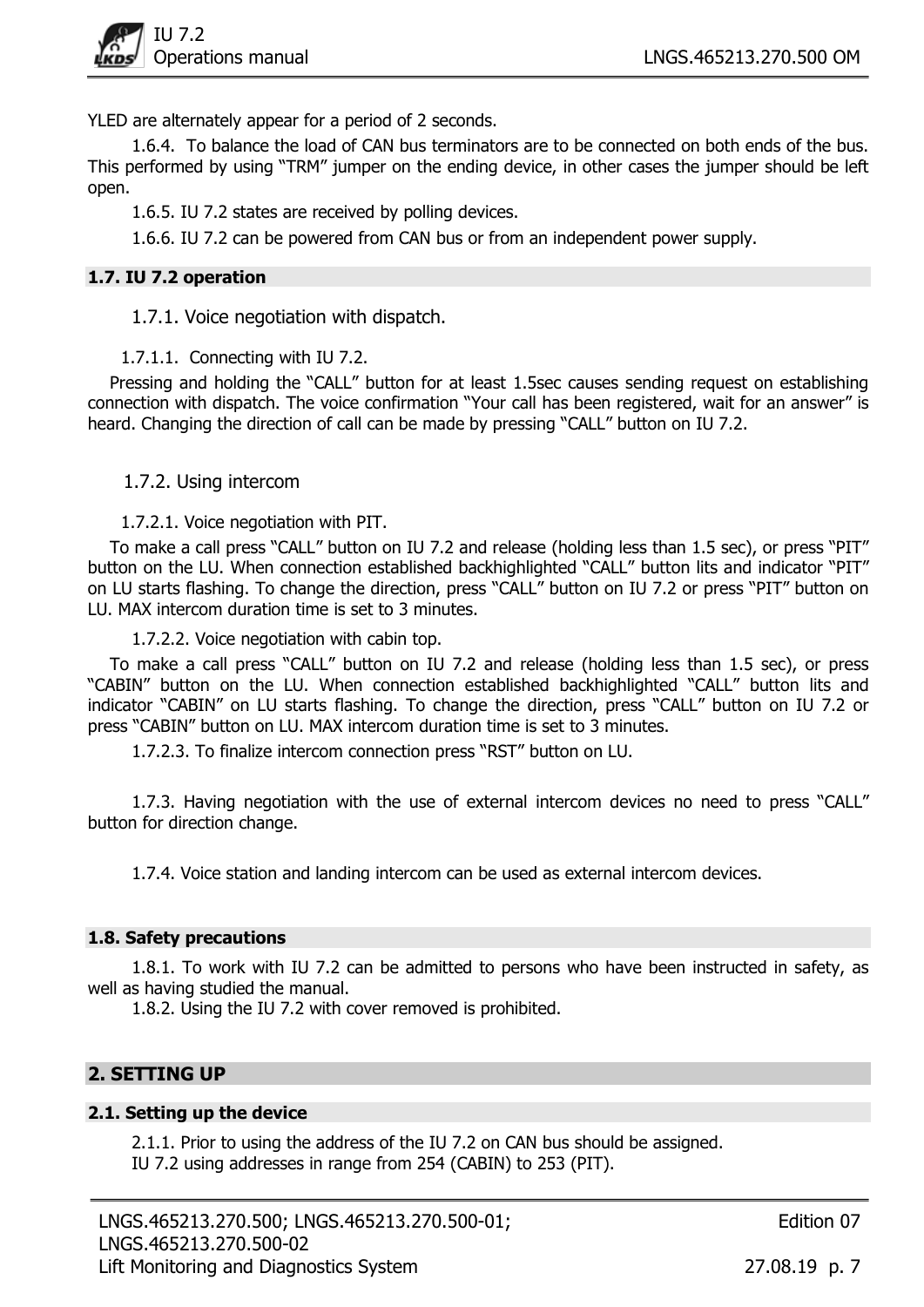YLED are alternately appear for a period of 2 seconds.

1.6.4. To balance the load of CAN bus terminators are to be connected on both ends of the bus. This performed by using "TRM" jumper on the ending device, in other cases the jumper should be left open.

1.6.5. IU 7.2 states are received by polling devices.

1.6.6. IU 7.2 can be powered from CAN bus or from an independent power supply.

## 1.7. IU 7.2 operation

### 1.7.1. Voice negotiation with dispatch.

1.7.1.1. Connecting with IU 7.2.

Pressing and holding the "CALL" button for at least 1.5sec causes sending request on establishing connection with dispatch. The voice confirmation "Your call has been registered, wait for an answer" is heard. Changing the direction of call can be made by pressing "CALL" button on IU 7.2.

### 1.7.2. Using intercom

1.7.2.1. Voice negotiation with PIT.

To make a call press "CALL" button on IU 7.2 and release (holding less than 1.5 sec), or press "PIT" button on the LU. When connection established backhighlighted "CALL" button lits and indicator "PIT" on LU starts flashing. To change the direction, press "CALL" button on IU 7.2 or press "PIT" button on LU. MAX intercom duration time is set to 3 minutes.

1.7.2.2. Voice negotiation with cabin top.

To make a call press "CALL" button on IU 7.2 and release (holding less than 1.5 sec), or press "CABIN" button on the LU. When connection established backhighlighted "CALL" button lits and indicator "CABIN" on LU starts flashing. To change the direction, press "CALL" button on IU 7.2 or press "CABIN" button on LU. MAX intercom duration time is set to 3 minutes.

1.7.2.3. To finalize intercom connection press "RST" button on LU.

1.7.3. Having negotiation with the use of external intercom devices no need to press "CALL" button for direction change.

1.7.4. Voice station and landing intercom can be used as external intercom devices.

## 1.8. Safety precautions

1.8.1. To work with IU 7.2 can be admitted to persons who have been instructed in safety, as well as having studied the manual.

1.8.2. Using the IU 7.2 with cover removed is prohibited.

# 2. SETTING UP

## 2.1. Setting up the device

2.1.1. Prior to using the address of the IU 7.2 on CAN bus should be assigned.
IU 7.2 using addresses in range from 254 (CABIN) to 253 (PIT).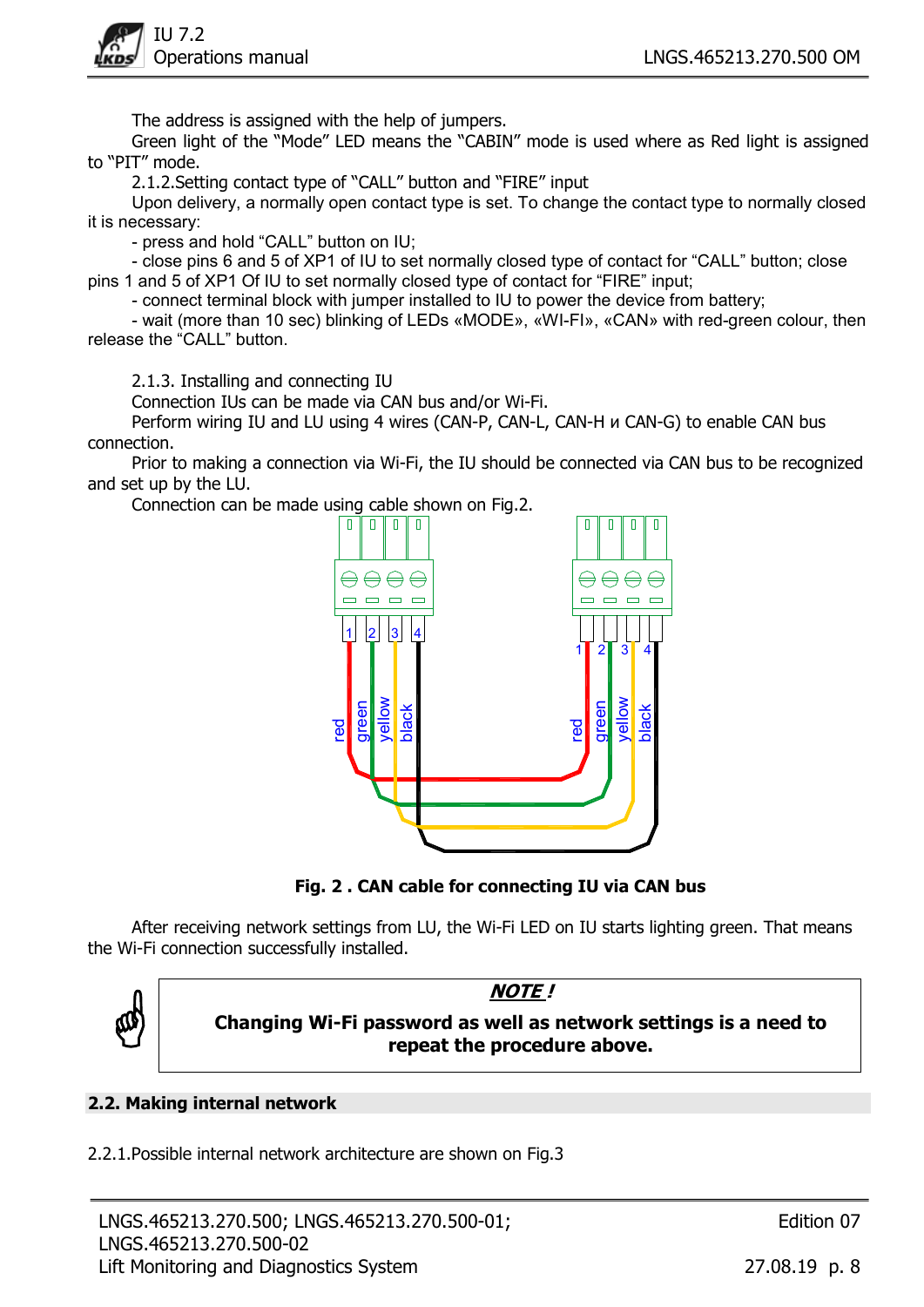The address is assigned with the help of jumpers.

Green light of the "Mode" LED means the "CABIN" mode is used where as Red light is assigned to "PIT" mode.

2.1.2.Setting contact type of "CALL" button and "FIRE" input

Upon delivery, a normally open contact type is set. To change the contact type to normally closed it is necessary:

- press and hold "CALL" button on IU;
- close pins 6 and 5 of XP1 of IU to set normally closed type of contact for "CALL" button; close pins 1 and 5 of XP1 Of IU to set normally closed type of contact for "FIRE" input;
- connect terminal block with jumper installed to IU to power the device from battery;
- wait (more than 10 sec) blinking of LEDs «MODE», «WI-FI», «CAN» with red-green colour, then release the "CALL" button.

2.1.3. Installing and connecting IU

Connection IUs can be made via CAN bus and/or Wi-Fi.

Perform wiring IU and LU using 4 wires (CAN-P, CAN-L, CAN-H и CAN-G) to enable CAN bus connection.

Prior to making a connection via Wi-Fi, the IU should be connected via CAN bus to be recognized and set up by the LU.

Connection can be made using cable shown on Fig.2.

**Fig. 2 . CAN cable for connecting IU via CAN bus**

After receiving network settings from LU, the Wi-Fi LED on IU starts lighting green. That means the Wi-Fi connection successfully installed.

> ***NOTE !***
>
> **Changing Wi-Fi password as well as network settings is a need to repeat the procedure above.**

## 2.2. Making internal network

2.2.1.Possible internal network architecture are shown on Fig.3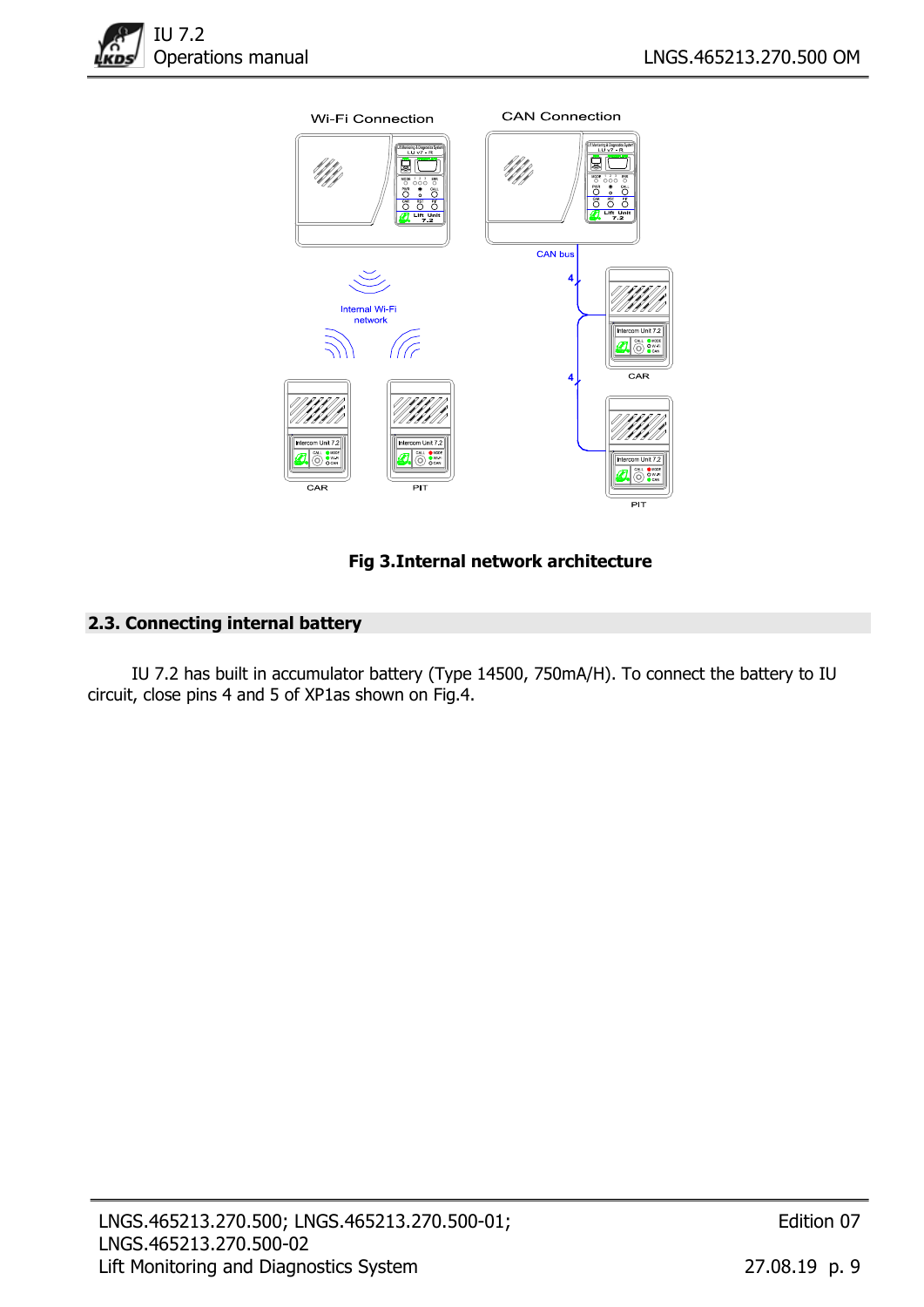Fig 3.Internal network architecture

## 2.3. Connecting internal battery

IU 7.2 has built in accumulator battery (Type 14500, 750mA/H). To connect the battery to IU circuit, close pins 4 and 5 of XP1as shown on Fig.4.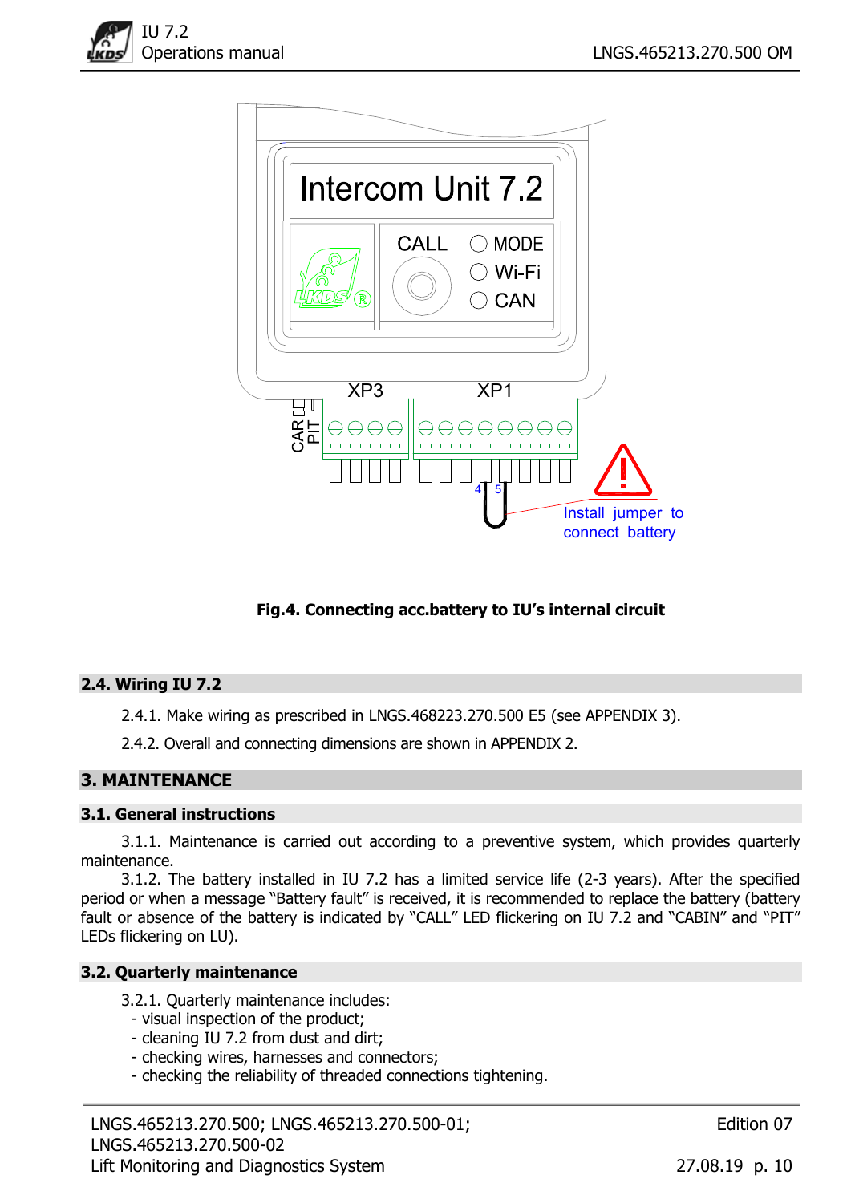Fig.4. Connecting acc.battery to IU's internal circuit

## 2.4. Wiring IU 7.2

2.4.1. Make wiring as prescribed in LNGS.468223.270.500 E5 (see APPENDIX 3).

2.4.2. Overall and connecting dimensions are shown in APPENDIX 2.

# 3. MAINTENANCE

## 3.1. General instructions

3.1.1. Maintenance is carried out according to a preventive system, which provides quarterly maintenance.

3.1.2. The battery installed in IU 7.2 has a limited service life (2-3 years). After the specified period or when a message "Battery fault" is received, it is recommended to replace the battery (battery fault or absence of the battery is indicated by "CALL" LED flickering on IU 7.2 and "CABIN" and "PIT" LEDs flickering on LU).

## 3.2. Quarterly maintenance

3.2.1. Quarterly maintenance includes:
- visual inspection of the product;
- cleaning IU 7.2 from dust and dirt;
- checking wires, harnesses and connectors;
- checking the reliability of threaded connections tightening.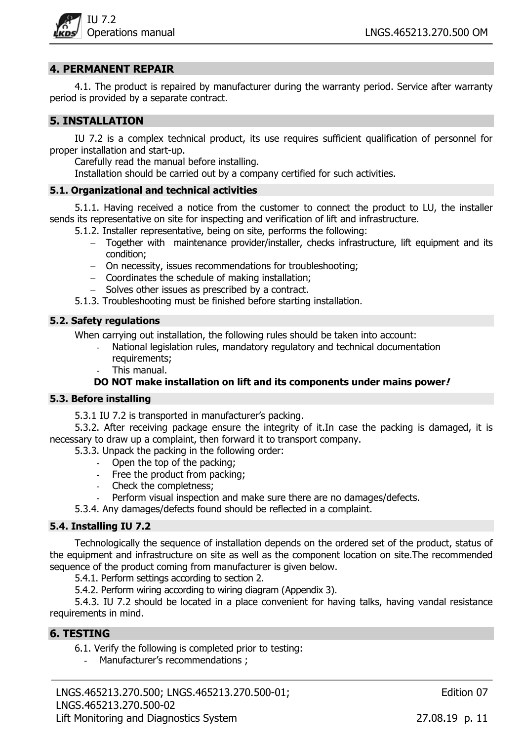## 4. PERMANENT REPAIR

4.1. The product is repaired by manufacturer during the warranty period. Service after warranty period is provided by a separate contract.

## 5. INSTALLATION

IU 7.2 is a complex technical product, its use requires sufficient qualification of personnel for proper installation and start-up.

Carefully read the manual before installing.

Installation should be carried out by a company certified for such activities.

### 5.1. Organizational and technical activities

5.1.1. Having received a notice from the customer to connect the product to LU, the installer sends its representative on site for inspecting and verification of lift and infrastructure.

5.1.2. Installer representative, being on site, performs the following:

- Together with maintenance provider/installer, checks infrastructure, lift equipment and its condition;
- On necessity, issues recommendations for troubleshooting;
- Coordinates the schedule of making installation;
- Solves other issues as prescribed by a contract.

5.1.3. Troubleshooting must be finished before starting installation.

### 5.2. Safety regulations

When carrying out installation, the following rules should be taken into account:

- National legislation rules, mandatory regulatory and technical documentation requirements;
- This manual.

**DO NOT make installation on lift and its components under mains power*!***

### 5.3. Before installing

5.3.1 IU 7.2 is transported in manufacturer's packing.

5.3.2. After receiving package ensure the integrity of it.In case the packing is damaged, it is necessary to draw up a complaint, then forward it to transport company.

5.3.3. Unpack the packing in the following order:

- Open the top of the packing;
- Free the product from packing;
- Check the completness;
- Perform visual inspection and make sure there are no damages/defects.

5.3.4. Any damages/defects found should be reflected in a complaint.

### 5.4. Installing IU 7.2

Technologically the sequence of installation depends on the ordered set of the product, status of the equipment and infrastructure on site as well as the component location on site.The recommended sequence of the product coming from manufacturer is given below.

5.4.1. Perform settings according to section 2.

5.4.2. Perform wiring according to wiring diagram (Appendix 3).

5.4.3. IU 7.2 should be located in a place convenient for having talks, having vandal resistance requirements in mind.

## 6. TESTING

6.1. Verify the following is completed prior to testing:

- Manufacturer's recommendations ;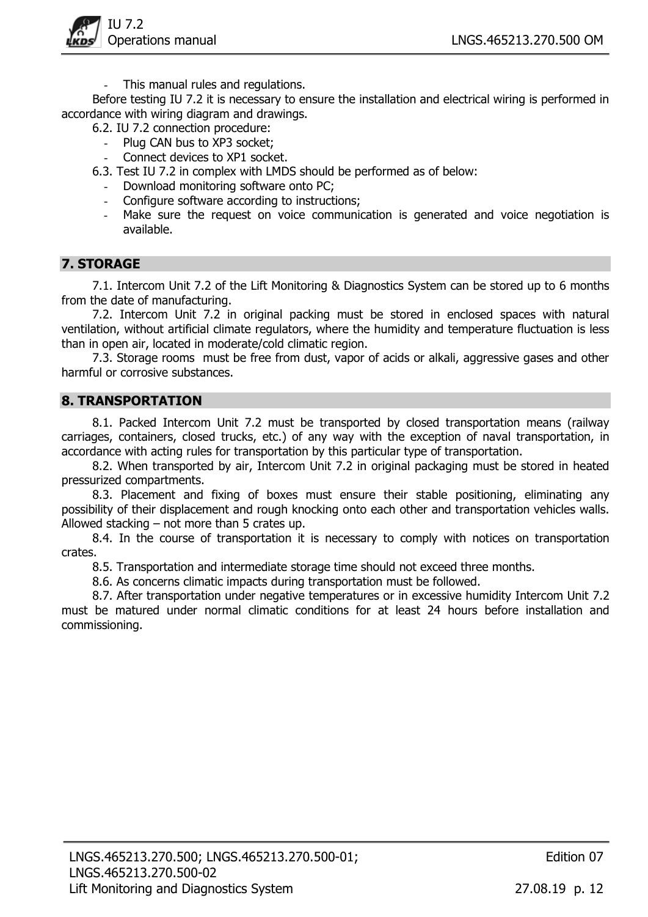- This manual rules and regulations.

Before testing IU 7.2 it is necessary to ensure the installation and electrical wiring is performed in accordance with wiring diagram and drawings.

6.2. IU 7.2 connection procedure:

- Plug CAN bus to XP3 socket;
- Connect devices to XP1 socket.

6.3. Test IU 7.2 in complex with LMDS should be performed as of below:

- Download monitoring software onto PC;
- Configure software according to instructions;
- Make sure the request on voice communication is generated and voice negotiation is available.

## 7. STORAGE

7.1. Intercom Unit 7.2 of the Lift Monitoring & Diagnostics System can be stored up to 6 months from the date of manufacturing.

7.2. Intercom Unit 7.2 in original packing must be stored in enclosed spaces with natural ventilation, without artificial climate regulators, where the humidity and temperature fluctuation is less than in open air, located in moderate/cold climatic region.

7.3. Storage rooms must be free from dust, vapor of acids or alkali, aggressive gases and other harmful or corrosive substances.

## 8. TRANSPORTATION

8.1. Packed Intercom Unit 7.2 must be transported by closed transportation means (railway carriages, containers, closed trucks, etc.) of any way with the exception of naval transportation, in accordance with acting rules for transportation by this particular type of transportation.

8.2. When transported by air, Intercom Unit 7.2 in original packaging must be stored in heated pressurized compartments.

8.3. Placement and fixing of boxes must ensure their stable positioning, eliminating any possibility of their displacement and rough knocking onto each other and transportation vehicles walls. Allowed stacking – not more than 5 crates up.

8.4. In the course of transportation it is necessary to comply with notices on transportation crates.

8.5. Transportation and intermediate storage time should not exceed three months.

8.6. As concerns climatic impacts during transportation must be followed.

8.7. After transportation under negative temperatures or in excessive humidity Intercom Unit 7.2 must be matured under normal climatic conditions for at least 24 hours before installation and commissioning.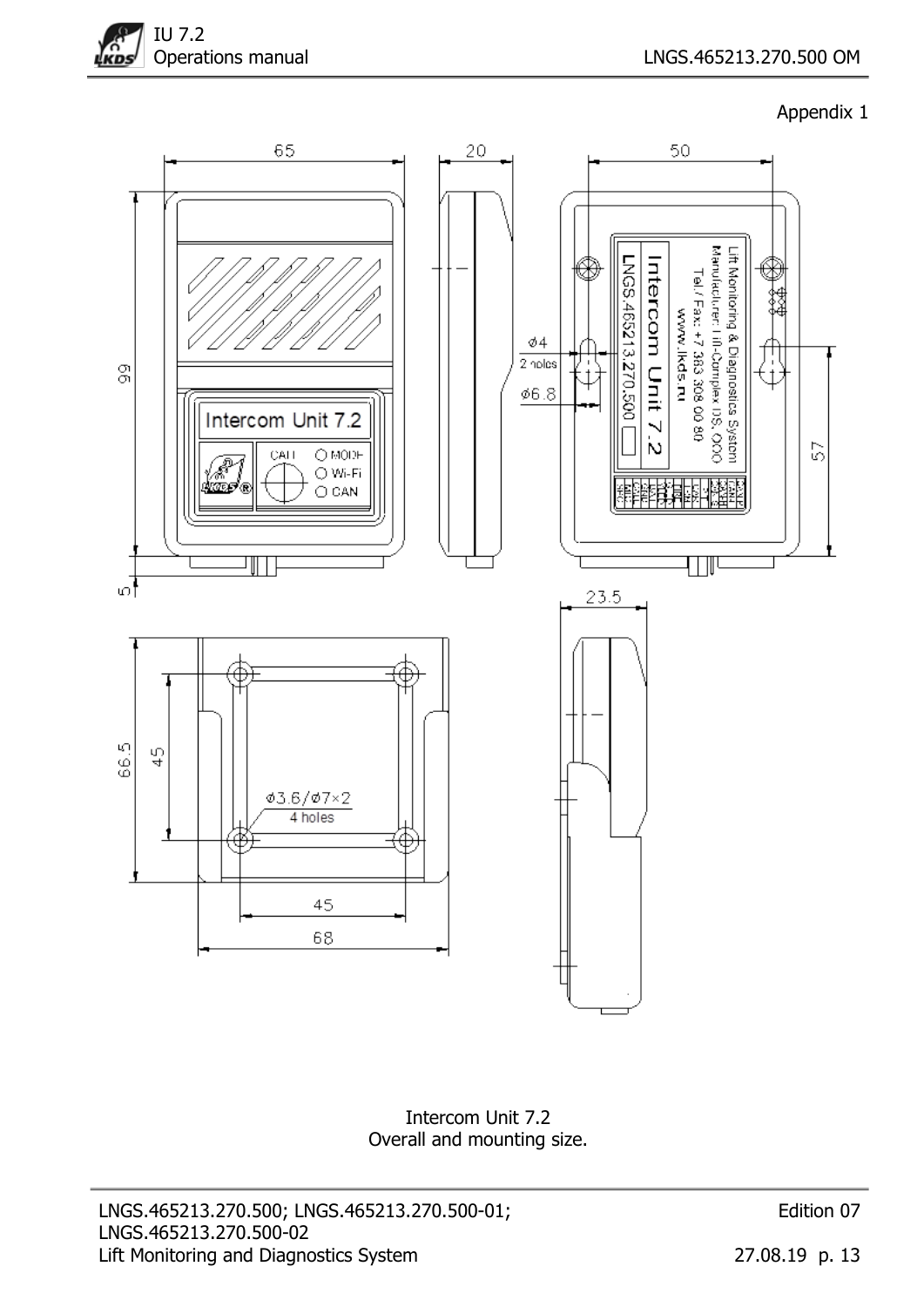Appendix 1

Intercom Unit 7.2
Overall and mounting size.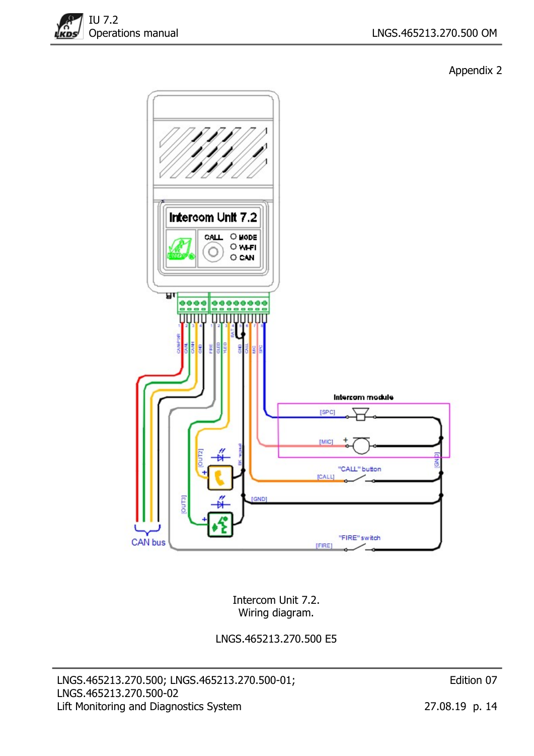Appendix 2

Intercom Unit 7.2.
Wiring diagram.

LNGS.465213.270.500 E5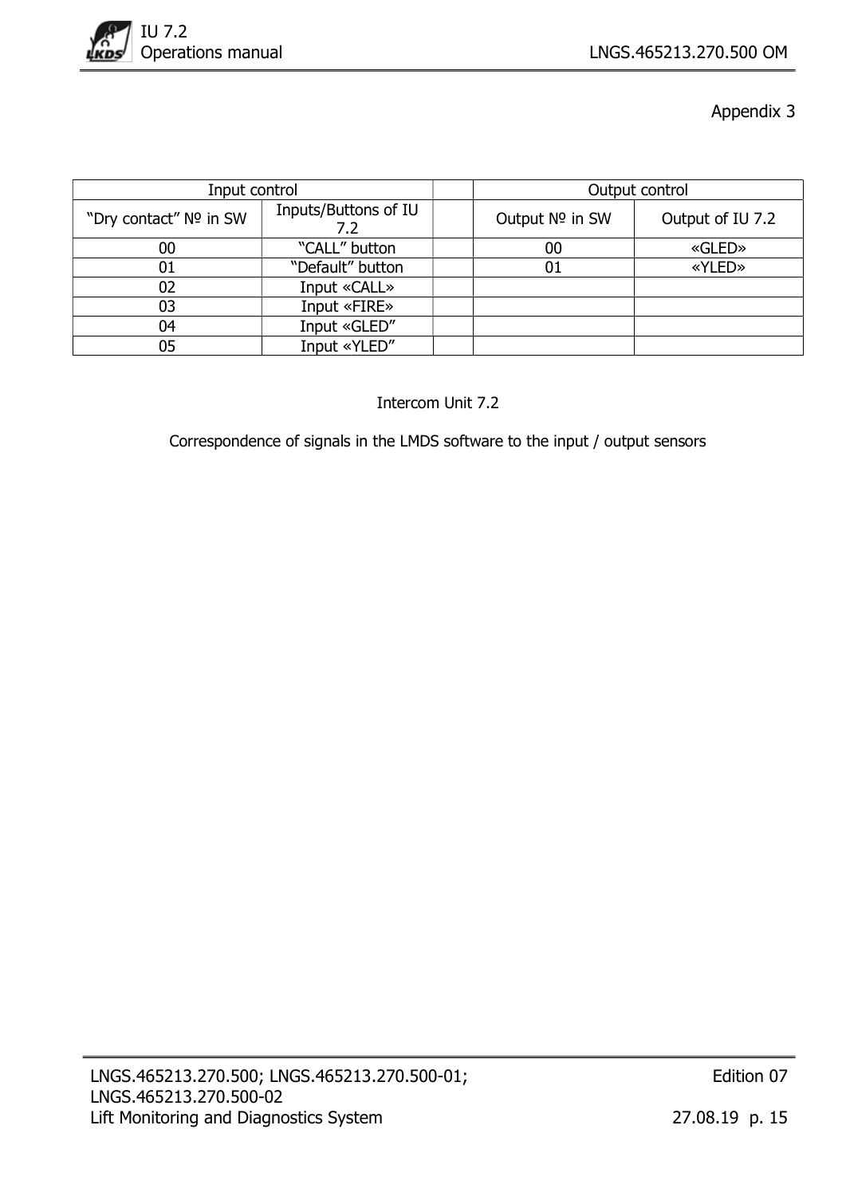Appendix 3

| Input control | | | Output control | |
|---|---|---|---|---|
| “Dry contact” № in SW | Inputs/Buttons of IU 7.2 | | Output № in SW | Output of IU 7.2 |
| 00 | “CALL” button | | 00 | «GLED» |
| 01 | “Default” button | | 01 | «YLED» |
| 02 | Input «CALL» | | | |
| 03 | Input «FIRE» | | | |
| 04 | Input «GLED” | | | |
| 05 | Input «YLED” | | | |

Intercom Unit 7.2

Correspondence of signals in the LMDS software to the input / output sensors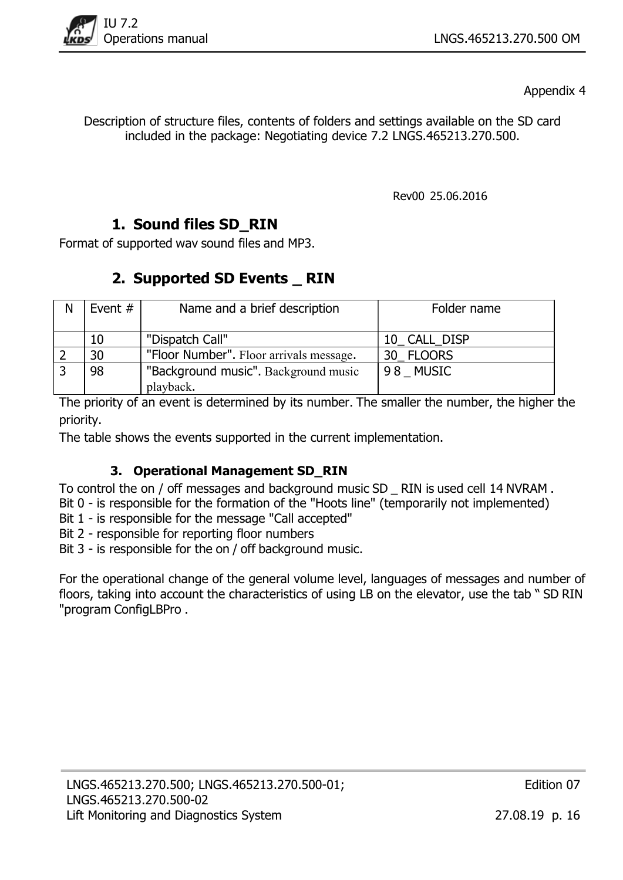Appendix 4

Description of structure files, contents of folders and settings available on the SD card included in the package: Negotiating device 7.2 LNGS.465213.270.500.

Rev00 25.06.2016

## 1. Sound files SD_RIN

Format of supported wav sound files and MP3.

## 2. Supported SD Events _ RIN

| N | Event # | Name and a brief description | Folder name |
|---|---|---|---|
| | 10 | "Dispatch Call" | 10_ CALL_DISP |
| 2 | 30 | "Floor Number". Floor arrivals message. | 30_ FLOORS |
| 3 | 98 | "Background music". Background music playback. | 9 8 _ MUSIC |

The priority of an event is determined by its number. The smaller the number, the higher the priority.

The table shows the events supported in the current implementation.

### 3. Operational Management SD_RIN

To control the on / off messages and background music SD _ RIN is used cell 14 NVRAM .

Bit 0 - is responsible for the formation of the "Hoots line" (temporarily not implemented)

Bit 1 - is responsible for the message "Call accepted"

Bit 2 - responsible for reporting floor numbers

Bit 3 - is responsible for the on / off background music.

For the operational change of the general volume level, languages of messages and number of floors, taking into account the characteristics of using LB on the elevator, use the tab " SD RIN "program ConfigLBPro .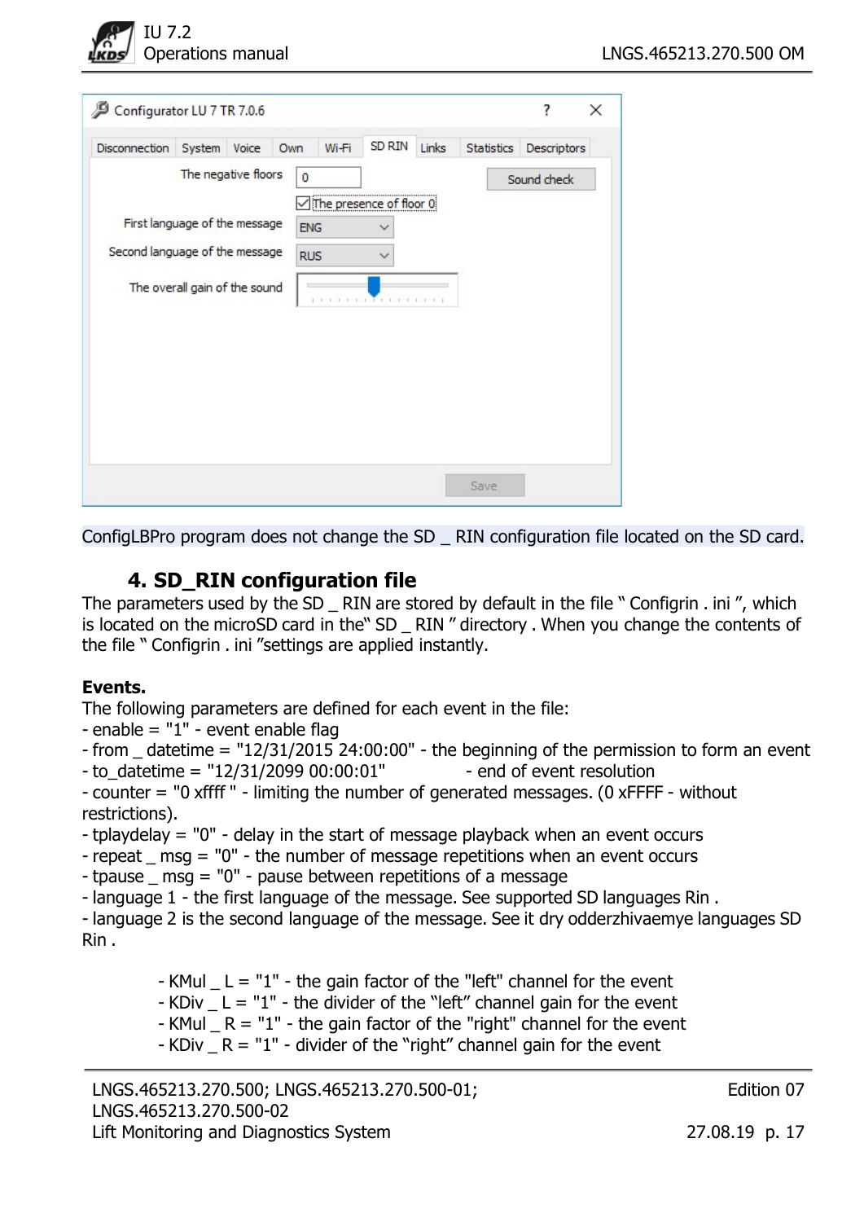ConfigLBPro program does not change the SD _ RIN configuration file located on the SD card.

## 4. SD_RIN configuration file

The parameters used by the SD _ RIN are stored by default in the file " Configrin . ini ", which is located on the microSD card in the" SD _ RIN " directory . When you change the contents of the file " Configrin . ini "settings are applied instantly.

**Events.**

The following parameters are defined for each event in the file:
- enable = "1" - event enable flag
- from _ datetime = "12/31/2015 24:00:00" - the beginning of the permission to form an event
- to_datetime = "12/31/2099 00:00:01" - end of event resolution
- counter = "0 xffff " - limiting the number of generated messages. (0 xFFFF - without restrictions).
- tplaydelay = "0" - delay in the start of message playback when an event occurs
- repeat _ msg = "0" - the number of message repetitions when an event occurs
- tpause _ msg = "0" - pause between repetitions of a message
- language 1 - the first language of the message. See supported SD languages Rin .
- language 2 is the second language of the message. See it dry odderzhivaemye languages SD Rin .

  - KMul _ L = "1" - the gain factor of the "left" channel for the event
  - KDiv _ L = "1" - the divider of the "left" channel gain for the event
  - KMul _ R = "1" - the gain factor of the "right" channel for the event
  - KDiv _ R = "1" - divider of the "right" channel gain for the event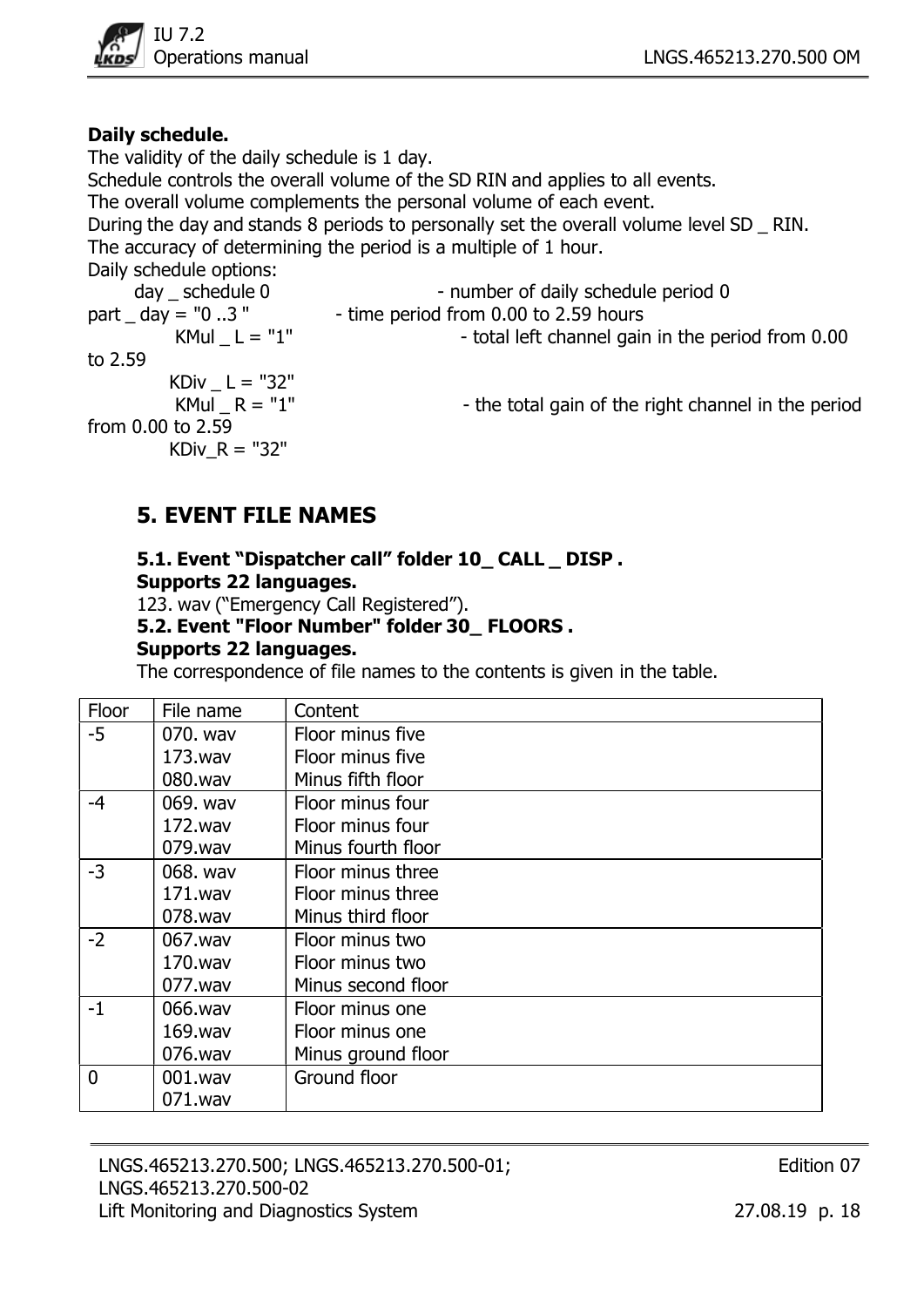**Daily schedule.**

The validity of the daily schedule is 1 day.
Schedule controls the overall volume of the SD RIN and applies to all events.
The overall volume complements the personal volume of each event.
During the day and stands 8 periods to personally set the overall volume level SD _ RIN.
The accuracy of determining the period is a multiple of 1 hour.
Daily schedule options:

day _ schedule 0 - number of daily schedule period 0
part _ day = "0 ..3 " - time period from 0.00 to 2.59 hours
KMul _ L = "1" - total left channel gain in the period from 0.00 to 2.59
KDiv _ L = "32"
KMul _ R = "1" - the total gain of the right channel in the period from 0.00 to 2.59
KDiv_R = "32"

## 5. EVENT FILE NAMES

### 5.1. Event "Dispatcher call" folder 10_ CALL _ DISP . Supports 22 languages.

123. wav ("Emergency Call Registered").

### 5.2. Event "Floor Number" folder 30_ FLOORS . Supports 22 languages.

The correspondence of file names to the contents is given in the table.

| Floor | File name | Content |
|---|---|---|
| -5 | 070. wav<br>173.wav<br>080.wav | Floor minus five<br>Floor minus five<br>Minus fifth floor |
| -4 | 069. wav<br>172.wav<br>079.wav | Floor minus four<br>Floor minus four<br>Minus fourth floor |
| -3 | 068. wav<br>171.wav<br>078.wav | Floor minus three<br>Floor minus three<br>Minus third floor |
| -2 | 067.wav<br>170.wav<br>077.wav | Floor minus two<br>Floor minus two<br>Minus second floor |
| -1 | 066.wav<br>169.wav<br>076.wav | Floor minus one<br>Floor minus one<br>Minus ground floor |
| 0 | 001.wav<br>071.wav | Ground floor |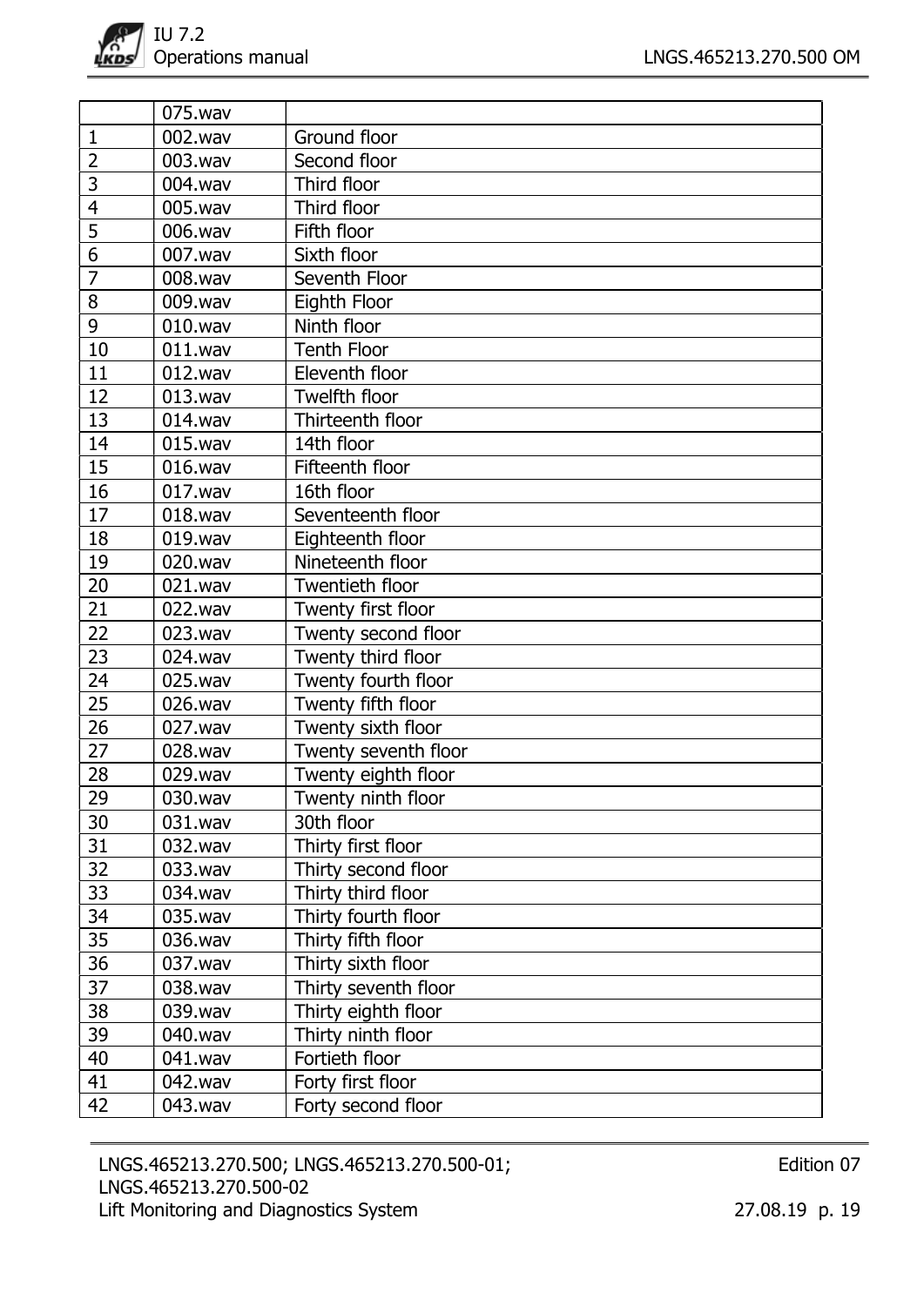|  | 075.wav |  |
|---|---|---|
| 1 | 002.wav | Ground floor |
| 2 | 003.wav | Second floor |
| 3 | 004.wav | Third floor |
| 4 | 005.wav | Third floor |
| 5 | 006.wav | Fifth floor |
| 6 | 007.wav | Sixth floor |
| 7 | 008.wav | Seventh Floor |
| 8 | 009.wav | Eighth Floor |
| 9 | 010.wav | Ninth floor |
| 10 | 011.wav | Tenth Floor |
| 11 | 012.wav | Eleventh floor |
| 12 | 013.wav | Twelfth floor |
| 13 | 014.wav | Thirteenth floor |
| 14 | 015.wav | 14th floor |
| 15 | 016.wav | Fifteenth floor |
| 16 | 017.wav | 16th floor |
| 17 | 018.wav | Seventeenth floor |
| 18 | 019.wav | Eighteenth floor |
| 19 | 020.wav | Nineteenth floor |
| 20 | 021.wav | Twentieth floor |
| 21 | 022.wav | Twenty first floor |
| 22 | 023.wav | Twenty second floor |
| 23 | 024.wav | Twenty third floor |
| 24 | 025.wav | Twenty fourth floor |
| 25 | 026.wav | Twenty fifth floor |
| 26 | 027.wav | Twenty sixth floor |
| 27 | 028.wav | Twenty seventh floor |
| 28 | 029.wav | Twenty eighth floor |
| 29 | 030.wav | Twenty ninth floor |
| 30 | 031.wav | 30th floor |
| 31 | 032.wav | Thirty first floor |
| 32 | 033.wav | Thirty second floor |
| 33 | 034.wav | Thirty third floor |
| 34 | 035.wav | Thirty fourth floor |
| 35 | 036.wav | Thirty fifth floor |
| 36 | 037.wav | Thirty sixth floor |
| 37 | 038.wav | Thirty seventh floor |
| 38 | 039.wav | Thirty eighth floor |
| 39 | 040.wav | Thirty ninth floor |
| 40 | 041.wav | Fortieth floor |
| 41 | 042.wav | Forty first floor |
| 42 | 043.wav | Forty second floor |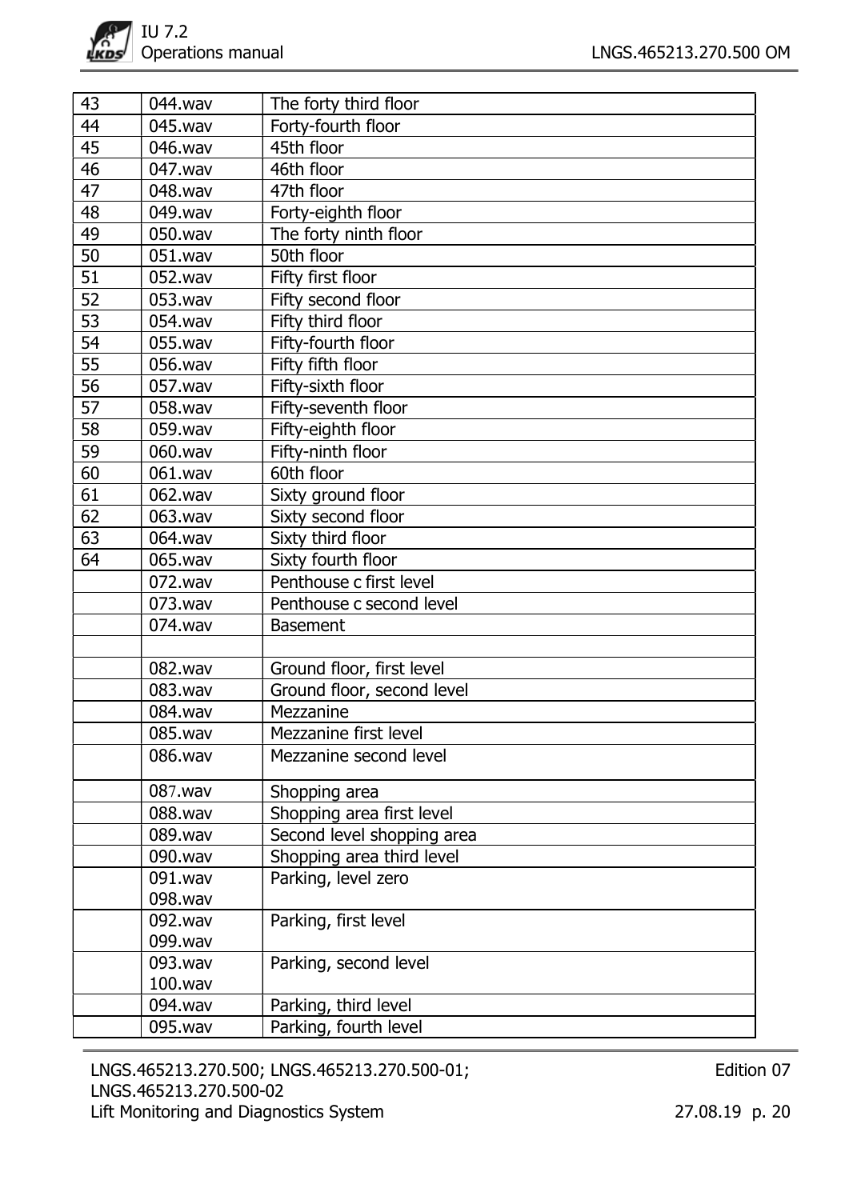| 43 | 044.wav | The forty third floor |
|---|---|---|
| 44 | 045.wav | Forty-fourth floor |
| 45 | 046.wav | 45th floor |
| 46 | 047.wav | 46th floor |
| 47 | 048.wav | 47th floor |
| 48 | 049.wav | Forty-eighth floor |
| 49 | 050.wav | The forty ninth floor |
| 50 | 051.wav | 50th floor |
| 51 | 052.wav | Fifty first floor |
| 52 | 053.wav | Fifty second floor |
| 53 | 054.wav | Fifty third floor |
| 54 | 055.wav | Fifty-fourth floor |
| 55 | 056.wav | Fifty fifth floor |
| 56 | 057.wav | Fifty-sixth floor |
| 57 | 058.wav | Fifty-seventh floor |
| 58 | 059.wav | Fifty-eighth floor |
| 59 | 060.wav | Fifty-ninth floor |
| 60 | 061.wav | 60th floor |
| 61 | 062.wav | Sixty ground floor |
| 62 | 063.wav | Sixty second floor |
| 63 | 064.wav | Sixty third floor |
| 64 | 065.wav | Sixty fourth floor |
| | 072.wav | Penthouse c first level |
| | 073.wav | Penthouse c second level |
| | 074.wav | Basement |
| | | |
| | 082.wav | Ground floor, first level |
| | 083.wav | Ground floor, second level |
| | 084.wav | Mezzanine |
| | 085.wav | Mezzanine first level |
| | 086.wav | Mezzanine second level |
| | 087.wav | Shopping area |
| | 088.wav | Shopping area first level |
| | 089.wav | Second level shopping area |
| | 090.wav | Shopping area third level |
| | 091.wav<br>098.wav | Parking, level zero |
| | 092.wav<br>099.wav | Parking, first level |
| | 093.wav<br>100.wav | Parking, second level |
| | 094.wav | Parking, third level |
| | 095.wav | Parking, fourth level |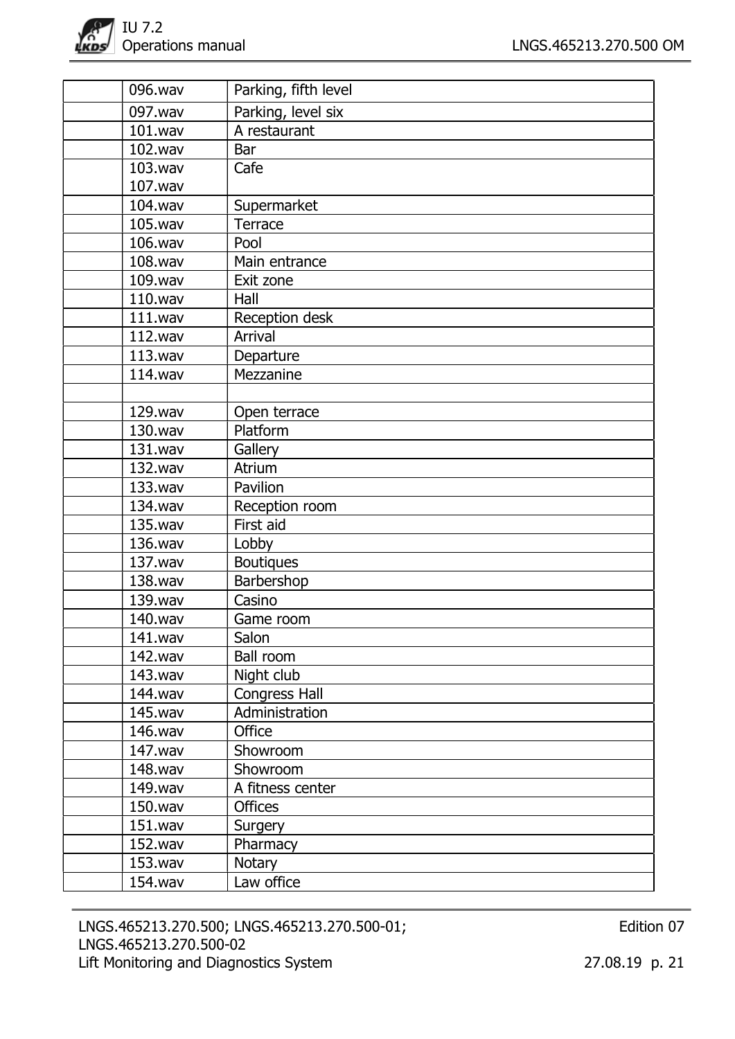|  |  |  |
|---|---|---|
|  | 096.wav | Parking, fifth level |
|  | 097.wav | Parking, level six |
|  | 101.wav | A restaurant |
|  | 102.wav | Bar |
|  | 103.wav<br>107.wav | Cafe |
|  | 104.wav | Supermarket |
|  | 105.wav | Terrace |
|  | 106.wav | Pool |
|  | 108.wav | Main entrance |
|  | 109.wav | Exit zone |
|  | 110.wav | Hall |
|  | 111.wav | Reception desk |
|  | 112.wav | Arrival |
|  | 113.wav | Departure |
|  | 114.wav | Mezzanine |
|  |  |  |
|  | 129.wav | Open terrace |
|  | 130.wav | Platform |
|  | 131.wav | Gallery |
|  | 132.wav | Atrium |
|  | 133.wav | Pavilion |
|  | 134.wav | Reception room |
|  | 135.wav | First aid |
|  | 136.wav | Lobby |
|  | 137.wav | Boutiques |
|  | 138.wav | Barbershop |
|  | 139.wav | Casino |
|  | 140.wav | Game room |
|  | 141.wav | Salon |
|  | 142.wav | Ball room |
|  | 143.wav | Night club |
|  | 144.wav | Congress Hall |
|  | 145.wav | Administration |
|  | 146.wav | Office |
|  | 147.wav | Showroom |
|  | 148.wav | Showroom |
|  | 149.wav | A fitness center |
|  | 150.wav | Offices |
|  | 151.wav | Surgery |
|  | 152.wav | Pharmacy |
|  | 153.wav | Notary |
|  | 154.wav | Law office |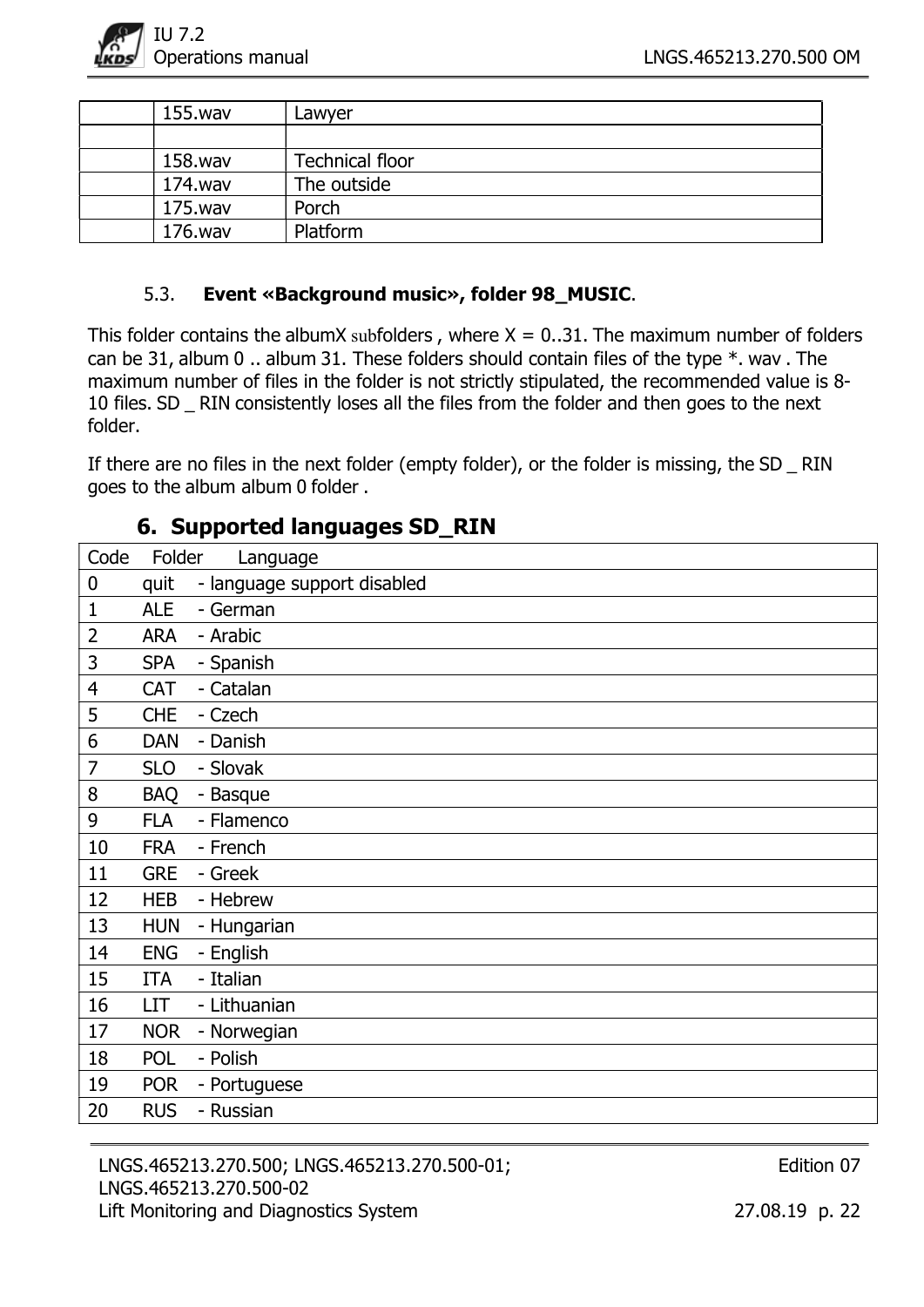|  | 155.wav | Lawyer |
|---|---|---|
|  |  |  |
|  | 158.wav | Technical floor |
|  | 174.wav | The outside |
|  | 175.wav | Porch |
|  | 176.wav | Platform |

### 5.3. **Event «Background music», folder 98_MUSIC**.

This folder contains the albumX subfolders , where X = 0..31. The maximum number of folders can be 31, album 0 .. album 31. These folders should contain files of the type *. wav . The maximum number of files in the folder is not strictly stipulated, the recommended value is 8-10 files. SD _ RIN consistently loses all the files from the folder and then goes to the next folder.

If there are no files in the next folder (empty folder), or the folder is missing, the SD _ RIN goes to the album album 0 folder .

## 6. Supported languages SD_RIN

| Code | Folder | Language |
|---|---|---|
| 0 | quit | - language support disabled |
| 1 | ALE | - German |
| 2 | ARA | - Arabic |
| 3 | SPA | - Spanish |
| 4 | CAT | - Catalan |
| 5 | CHE | - Czech |
| 6 | DAN | - Danish |
| 7 | SLO | - Slovak |
| 8 | BAQ | - Basque |
| 9 | FLA | - Flamenco |
| 10 | FRA | - French |
| 11 | GRE | - Greek |
| 12 | HEB | - Hebrew |
| 13 | HUN | - Hungarian |
| 14 | ENG | - English |
| 15 | ITA | - Italian |
| 16 | LIT | - Lithuanian |
| 17 | NOR | - Norwegian |
| 18 | POL | - Polish |
| 19 | POR | - Portuguese |
| 20 | RUS | - Russian |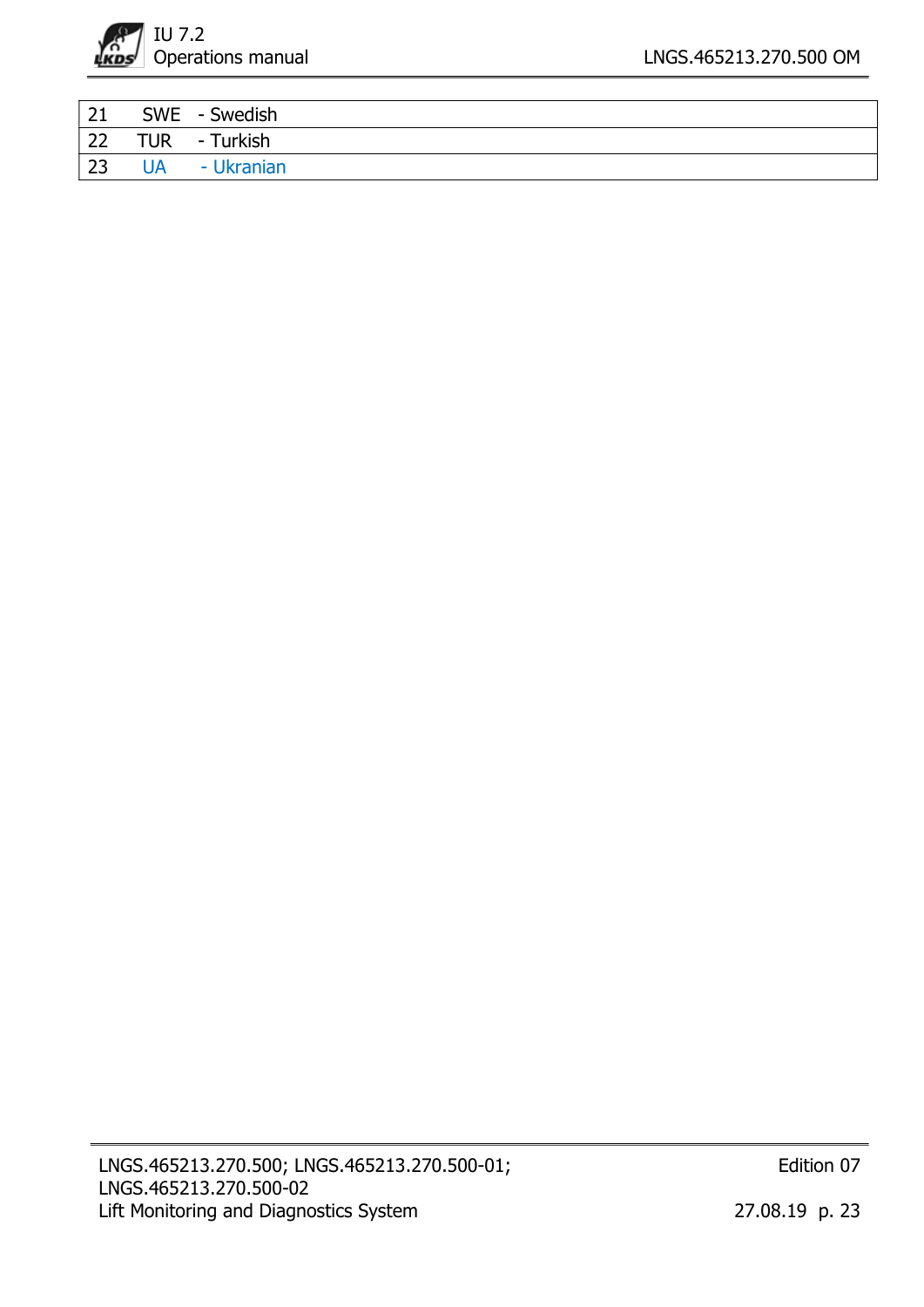| | | |
|---|---|---|
| 21 | SWE | - Swedish |
| 22 | TUR | - Turkish |
| 23 | UA | - Ukranian |